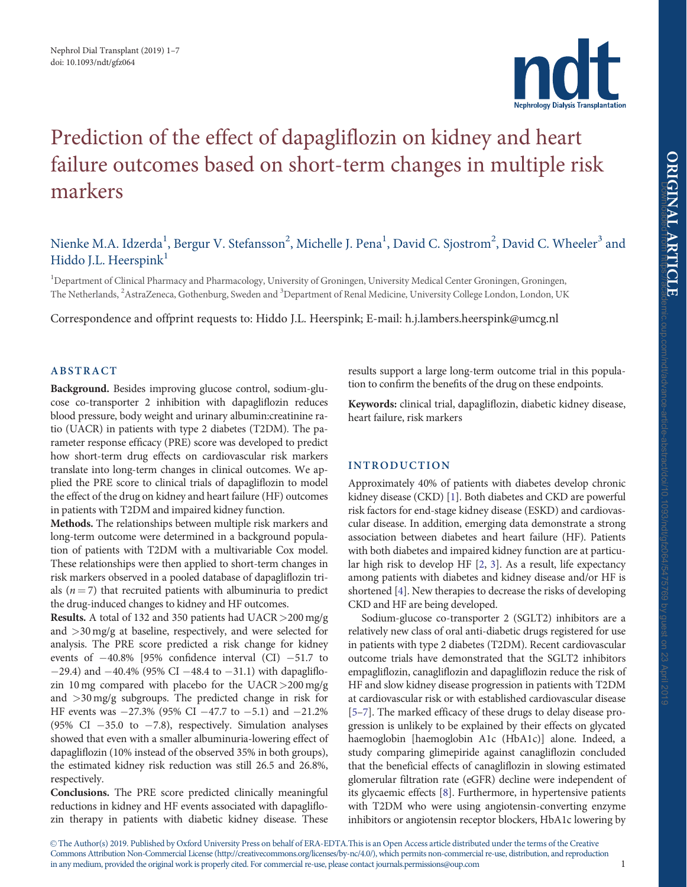# Prediction of the effect of dapagliflozin on kidney and heart failure outcomes based on short-term changes in multiple risk markers

Nienke M.A. Idzerda[1], Bergur V. Stefansson[2], Michelle J. Pena[1], David C. Sjostrom[2], David C. Wheeler[3] and Hiddo J.L. Heerspink[1]

[1]Department of Clinical Pharmacy and Pharmacology, University of Groningen, University Medical Center Groningen, Groningen, The Netherlands, [2]AstraZeneca, Gothenburg, Sweden and [3]Department of Renal Medicine, University College London, London, UK

Correspondence and offprint requests to: Hiddo J.L. Heerspink; E-mail: h.j.lambers.heerspink@umcg.nl

## ABSTRACT

**Background.** Besides improving glucose control, sodium-glucose co-transporter 2 inhibition with dapagliflozin reduces blood pressure, body weight and urinary albumin:creatinine ratio (UACR) in patients with type 2 diabetes (T2DM). The parameter response efficacy (PRE) score was developed to predict how short-term drug effects on cardiovascular risk markers translate into long-term changes in clinical outcomes. We applied the PRE score to clinical trials of dapagliflozin to model the effect of the drug on kidney and heart failure (HF) outcomes in patients with T2DM and impaired kidney function.

**Methods.** The relationships between multiple risk markers and long-term outcome were determined in a background population of patients with T2DM with a multivariable Cox model. These relationships were then applied to short-term changes in risk markers observed in a pooled database of dapagliflozin trials ($n = 7$) that recruited patients with albuminuria to predict the drug-induced changes to kidney and HF outcomes.

**Results.** A total of 132 and 350 patients had UACR >200 mg/g and >30 mg/g at baseline, respectively, and were selected for analysis. The PRE score predicted a risk change for kidney events of −40.8% [95% confidence interval (CI) −51.7 to −29.4) and −40.4% (95% CI −48.4 to −31.1) with dapagliflozin 10 mg compared with placebo for the UACR >200 mg/g and >30 mg/g subgroups. The predicted change in risk for HF events was −27.3% (95% CI −47.7 to −5.1) and −21.2% (95% CI −35.0 to −7.8), respectively. Simulation analyses showed that even with a smaller albuminuria-lowering effect of dapagliflozin (10% instead of the observed 35% in both groups), the estimated kidney risk reduction was still 26.5 and 26.8%, respectively.

**Conclusions.** The PRE score predicted clinically meaningful reductions in kidney and HF events associated with dapagliflozin therapy in patients with diabetic kidney disease. These results support a large long-term outcome trial in this population to confirm the benefits of the drug on these endpoints.

**Keywords:** clinical trial, dapagliflozin, diabetic kidney disease, heart failure, risk markers

## INTRODUCTION

Approximately 40% of patients with diabetes develop chronic kidney disease (CKD) [1]. Both diabetes and CKD are powerful risk factors for end-stage kidney disease (ESKD) and cardiovascular disease. In addition, emerging data demonstrate a strong association between diabetes and heart failure (HF). Patients with both diabetes and impaired kidney function are at particular high risk to develop HF [2, 3]. As a result, life expectancy among patients with diabetes and kidney disease and/or HF is shortened [4]. New therapies to decrease the risks of developing CKD and HF are being developed.

Sodium-glucose co-transporter 2 (SGLT2) inhibitors are a relatively new class of oral anti-diabetic drugs registered for use in patients with type 2 diabetes (T2DM). Recent cardiovascular outcome trials have demonstrated that the SGLT2 inhibitors empagliflozin, canagliflozin and dapagliflozin reduce the risk of HF and slow kidney disease progression in patients with T2DM at cardiovascular risk or with established cardiovascular disease [5–7]. The marked efficacy of these drugs to delay disease progression is unlikely to be explained by their effects on glycated haemoglobin [haemoglobin A1c (HbA1c)] alone. Indeed, a study comparing glimepiride against canagliflozin concluded that the beneficial effects of canagliflozin in slowing estimated glomerular filtration rate (eGFR) decline were independent of its glycaemic effects [8]. Furthermore, in hypertensive patients with T2DM who were using angiotensin-converting enzyme inhibitors or angiotensin receptor blockers, HbA1c lowering by

© The Author(s) 2019. Published by Oxford University Press on behalf of ERA-EDTA. This is an Open Access article distributed under the terms of the Creative Commons Attribution Non-Commercial License (http://creativecommons.org/licenses/by-nc/4.0/), which permits non-commercial re-use, distribution, and reproduction in any medium, provided the original work is properly cited. For commercial re-use, please contact journals.permissions@oup.com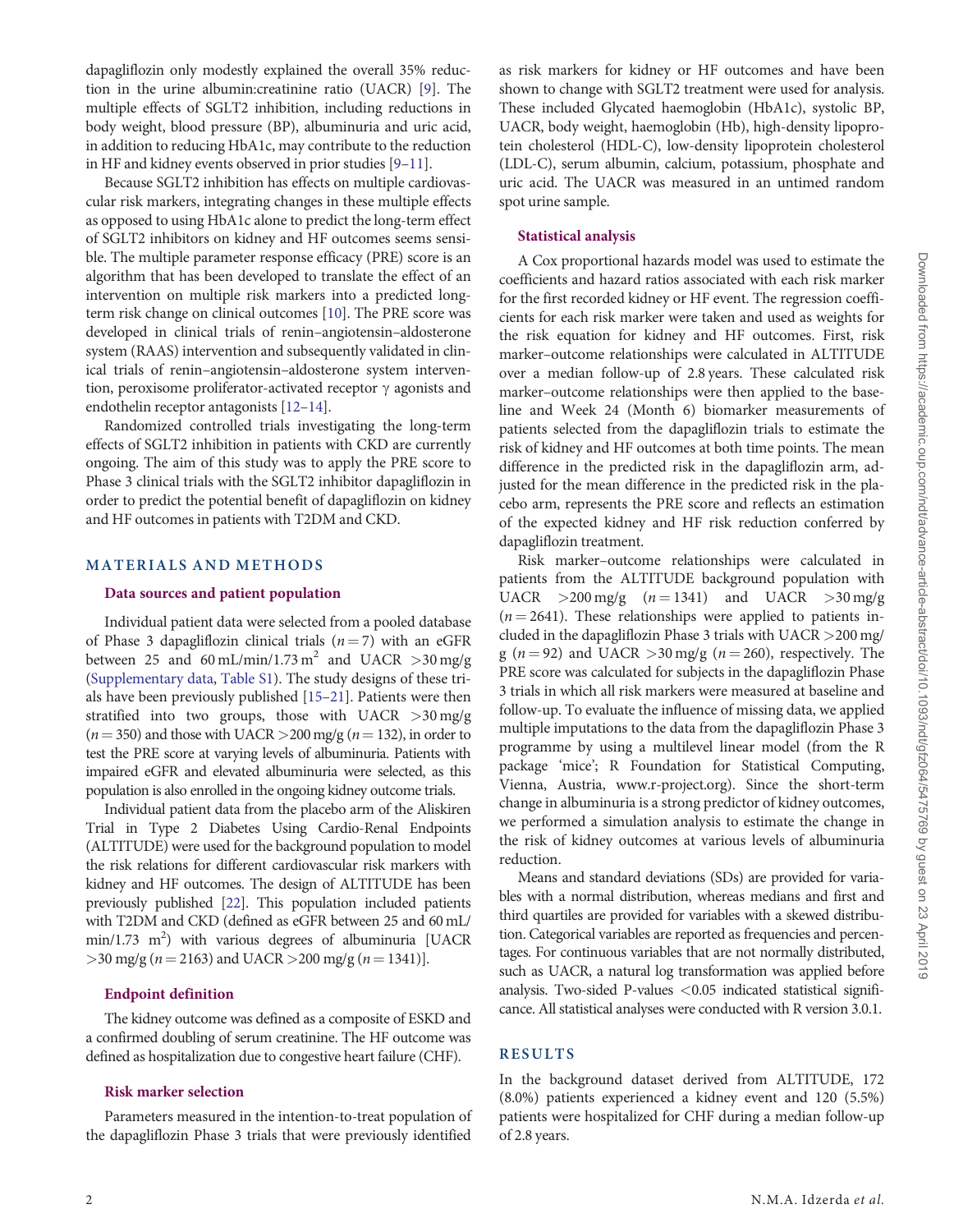dapagliflozin only modestly explained the overall 35% reduction in the urine albumin:creatinine ratio (UACR) [9]. The multiple effects of SGLT2 inhibition, including reductions in body weight, blood pressure (BP), albuminuria and uric acid, in addition to reducing HbA1c, may contribute to the reduction in HF and kidney events observed in prior studies [9–11].

Because SGLT2 inhibition has effects on multiple cardiovascular risk markers, integrating changes in these multiple effects as opposed to using HbA1c alone to predict the long-term effect of SGLT2 inhibitors on kidney and HF outcomes seems sensible. The multiple parameter response efficacy (PRE) score is an algorithm that has been developed to translate the effect of an intervention on multiple risk markers into a predicted long-term risk change on clinical outcomes [10]. The PRE score was developed in clinical trials of renin–angiotensin–aldosterone system (RAAS) intervention and subsequently validated in clinical trials of renin–angiotensin–aldosterone system intervention, peroxisome proliferator-activated receptor γ agonists and endothelin receptor antagonists [12–14].

Randomized controlled trials investigating the long-term effects of SGLT2 inhibition in patients with CKD are currently ongoing. The aim of this study was to apply the PRE score to Phase 3 clinical trials with the SGLT2 inhibitor dapagliflozin in order to predict the potential benefit of dapagliflozin on kidney and HF outcomes in patients with T2DM and CKD.

## MATERIALS AND METHODS

### Data sources and patient population

Individual patient data were selected from a pooled database of Phase 3 dapagliflozin clinical trials ($n = 7$) with an eGFR between 25 and 60 mL/min/1.73 $m^2$ and UACR >30 mg/g (Supplementary data, Table S1). The study designs of these trials have been previously published [15–21]. Patients were then stratified into two groups, those with UACR >30 mg/g ($n = 350$) and those with UACR >200 mg/g ($n = 132$), in order to test the PRE score at varying levels of albuminuria. Patients with impaired eGFR and elevated albuminuria were selected, as this population is also enrolled in the ongoing kidney outcome trials.

Individual patient data from the placebo arm of the Aliskiren Trial in Type 2 Diabetes Using Cardio-Renal Endpoints (ALTITUDE) were used for the background population to model the risk relations for different cardiovascular risk markers with kidney and HF outcomes. The design of ALTITUDE has been previously published [22]. This population included patients with T2DM and CKD (defined as eGFR between 25 and 60 mL/min/1.73 $m^2$) with various degrees of albuminuria [UACR >30 mg/g ($n = 2163$) and UACR >200 mg/g ($n = 1341$)].

### Endpoint definition

The kidney outcome was defined as a composite of ESKD and a confirmed doubling of serum creatinine. The HF outcome was defined as hospitalization due to congestive heart failure (CHF).

### Risk marker selection

Parameters measured in the intention-to-treat population of the dapagliflozin Phase 3 trials that were previously identified as risk markers for kidney or HF outcomes and have been shown to change with SGLT2 treatment were used for analysis. These included Glycated haemoglobin (HbA1c), systolic BP, UACR, body weight, haemoglobin (Hb), high-density lipoprotein cholesterol (HDL-C), low-density lipoprotein cholesterol (LDL-C), serum albumin, calcium, potassium, phosphate and uric acid. The UACR was measured in an untimed random spot urine sample.

### Statistical analysis

A Cox proportional hazards model was used to estimate the coefficients and hazard ratios associated with each risk marker for the first recorded kidney or HF event. The regression coefficients for each risk marker were taken and used as weights for the risk equation for kidney and HF outcomes. First, risk marker–outcome relationships were calculated in ALTITUDE over a median follow-up of 2.8 years. These calculated risk marker–outcome relationships were then applied to the baseline and Week 24 (Month 6) biomarker measurements of patients selected from the dapagliflozin trials to estimate the risk of kidney and HF outcomes at both time points. The mean difference in the predicted risk in the dapagliflozin arm, adjusted for the mean difference in the predicted risk in the placebo arm, represents the PRE score and reflects an estimation of the expected kidney and HF risk reduction conferred by dapagliflozin treatment.

Risk marker–outcome relationships were calculated in patients from the ALTITUDE background population with UACR >200 mg/g ($n = 1341$) and UACR >30 mg/g ($n = 2641$). These relationships were applied to patients included in the dapagliflozin Phase 3 trials with UACR >200 mg/g ($n = 92$) and UACR >30 mg/g ($n = 260$), respectively. The PRE score was calculated for subjects in the dapagliflozin Phase 3 trials in which all risk markers were measured at baseline and follow-up. To evaluate the influence of missing data, we applied multiple imputations to the data from the dapagliflozin Phase 3 programme by using a multilevel linear model (from the R package 'mice'; R Foundation for Statistical Computing, Vienna, Austria, www.r-project.org). Since the short-term change in albuminuria is a strong predictor of kidney outcomes, we performed a simulation analysis to estimate the change in the risk of kidney outcomes at various levels of albuminuria reduction.

Means and standard deviations (SDs) are provided for variables with a normal distribution, whereas medians and first and third quartiles are provided for variables with a skewed distribution. Categorical variables are reported as frequencies and percentages. For continuous variables that are not normally distributed, such as UACR, a natural log transformation was applied before analysis. Two-sided P-values <0.05 indicated statistical significance. All statistical analyses were conducted with R version 3.0.1.

## RESULTS

In the background dataset derived from ALTITUDE, 172 (8.0%) patients experienced a kidney event and 120 (5.5%) patients were hospitalized for CHF during a median follow-up of 2.8 years.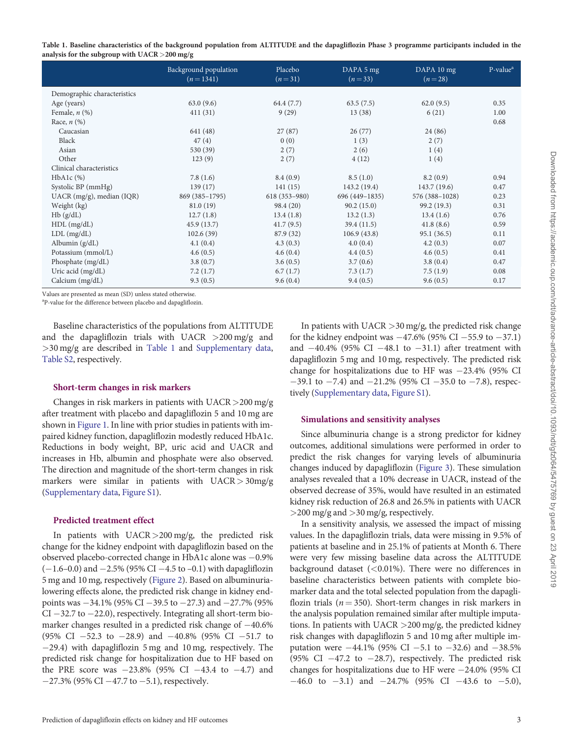**Table 1. Baseline characteristics of the background population from ALTITUDE and the dapagliflozin Phase 3 programme participants included in the analysis for the subgroup with UACR >200 mg/g**

| | Background population (n = 1341) | Placebo (n = 31) | DAPA 5 mg (n = 33) | DAPA 10 mg (n = 28) | P-value[a] |
|---|---|---|---|---|---|
| Demographic characteristics | | | | | |
| Age (years) | 63.0 (9.6) | 64.4 (7.7) | 63.5 (7.5) | 62.0 (9.5) | 0.35 |
| Female, n (%) | 411 (31) | 9 (29) | 13 (38) | 6 (21) | 1.00 |
| Race, n (%) | | | | | 0.68 |
| Caucasian | 641 (48) | 27 (87) | 26 (77) | 24 (86) | |
| Black | 47 (4) | 0 (0) | 1 (3) | 2 (7) | |
| Asian | 530 (39) | 2 (7) | 2 (6) | 1 (4) | |
| Other | 123 (9) | 2 (7) | 4 (12) | 1 (4) | |
| Clinical characteristics | | | | | |
| HbA1c (%) | 7.8 (1.6) | 8.4 (0.9) | 8.5 (1.0) | 8.2 (0.9) | 0.94 |
| Systolic BP (mmHg) | 139 (17) | 141 (15) | 143.2 (19.4) | 143.7 (19.6) | 0.47 |
| UACR (mg/g), median (IQR) | 869 (385–1795) | 618 (353–980) | 696 (449–1835) | 576 (388–1028) | 0.23 |
| Weight (kg) | 81.0 (19) | 98.4 (20) | 90.2 (15.0) | 99.2 (19.3) | 0.31 |
| Hb (g/dL) | 12.7 (1.8) | 13.4 (1.8) | 13.2 (1.3) | 13.4 (1.6) | 0.76 |
| HDL (mg/dL) | 45.9 (13.7) | 41.7 (9.5) | 39.4 (11.5) | 41.8 (8.6) | 0.59 |
| LDL (mg/dL) | 102.6 (39) | 87.9 (32) | 106.9 (43.8) | 95.1 (36.5) | 0.11 |
| Albumin (g/dL) | 4.1 (0.4) | 4.3 (0.3) | 4.0 (0.4) | 4.2 (0.3) | 0.07 |
| Potassium (mmol/L) | 4.6 (0.5) | 4.6 (0.4) | 4.4 (0.5) | 4.6 (0.5) | 0.41 |
| Phosphate (mg/dL) | 3.8 (0.7) | 3.6 (0.5) | 3.7 (0.6) | 3.8 (0.4) | 0.47 |
| Uric acid (mg/dL) | 7.2 (1.7) | 6.7 (1.7) | 7.3 (1.7) | 7.5 (1.9) | 0.08 |
| Calcium (mg/dL) | 9.3 (0.5) | 9.6 (0.4) | 9.4 (0.5) | 9.6 (0.5) | 0.17 |

Values are presented as mean (SD) unless stated otherwise.
[a]P-value for the difference between placebo and dapagliflozin.

Baseline characteristics of the populations from ALTITUDE and the dapagliflozin trials with UACR >200 mg/g and >30 mg/g are described in Table 1 and Supplementary data, Table S2, respectively.

### Short-term changes in risk markers

Changes in risk markers in patients with UACR >200 mg/g after treatment with placebo and dapagliflozin 5 and 10 mg are shown in Figure 1. In line with prior studies in patients with impaired kidney function, dapagliflozin modestly reduced HbA1c. Reductions in body weight, BP, uric acid and UACR and increases in Hb, albumin and phosphate were also observed. The direction and magnitude of the short-term changes in risk markers were similar in patients with UACR > 30mg/g (Supplementary data, Figure S1).

### Predicted treatment effect

In patients with UACR >200 mg/g, the predicted risk change for the kidney endpoint with dapagliflozin based on the observed placebo-corrected change in HbA1c alone was −0.9% (−1.6–0.0) and −2.5% (95% CI −4.5 to –0.1) with dapagliflozin 5 mg and 10 mg, respectively (Figure 2). Based on albuminuria-lowering effects alone, the predicted risk change in kidney endpoints was −34.1% (95% CI −39.5 to −27.3) and −27.7% (95% CI −32.7 to −22.0), respectively. Integrating all short-term biomarker changes resulted in a predicted risk change of −40.6% (95% CI −52.3 to −28.9) and −40.8% (95% CI −51.7 to −29.4) with dapagliflozin 5 mg and 10 mg, respectively. The predicted risk change for hospitalization due to HF based on the PRE score was −23.8% (95% CI −43.4 to −4.7) and −27.3% (95% CI −47.7 to −5.1), respectively.

In patients with UACR >30 mg/g, the predicted risk change for the kidney endpoint was −47.6% (95% CI −55.9 to −37.1) and −40.4% (95% CI −48.1 to −31.1) after treatment with dapagliflozin 5 mg and 10 mg, respectively. The predicted risk change for hospitalizations due to HF was −23.4% (95% CI −39.1 to −7.4) and −21.2% (95% CI −35.0 to −7.8), respectively (Supplementary data, Figure S1).

### Simulations and sensitivity analyses

Since albuminuria change is a strong predictor for kidney outcomes, additional simulations were performed in order to predict the risk changes for varying levels of albuminuria changes induced by dapagliflozin (Figure 3). These simulation analyses revealed that a 10% decrease in UACR, instead of the observed decrease of 35%, would have resulted in an estimated kidney risk reduction of 26.8 and 26.5% in patients with UACR >200 mg/g and >30 mg/g, respectively.

In a sensitivity analysis, we assessed the impact of missing values. In the dapagliflozin trials, data were missing in 9.5% of patients at baseline and in 25.1% of patients at Month 6. There were very few missing baseline data across the ALTITUDE background dataset (<0.01%). There were no differences in baseline characteristics between patients with complete biomarker data and the total selected population from the dapagliflozin trials (n = 350). Short-term changes in risk markers in the analysis population remained similar after multiple imputations. In patients with UACR >200 mg/g, the predicted kidney risk changes with dapagliflozin 5 and 10 mg after multiple imputation were −44.1% (95% CI −5.1 to −32.6) and −38.5% (95% CI −47.2 to −28.7), respectively. The predicted risk changes for hospitalizations due to HF were −24.0% (95% CI −46.0 to −3.1) and −24.7% (95% CI −43.6 to −5.0),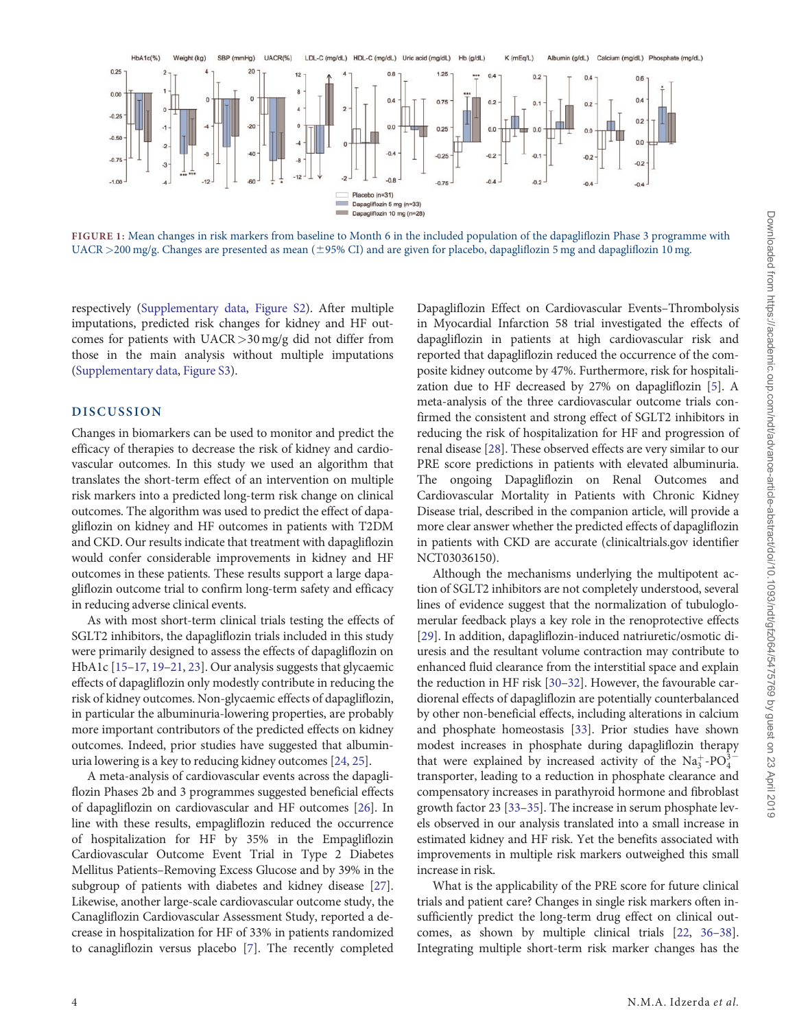HbA1c(%) Weight (kg) SBP (mmHg) UACR(%) LDL-C (mg/dL) HDL-C (mg/dL) Uric acid (mg/dL) Hb (g/dL) K (mEq/L) Albumin (g/dL) Calcium (mg/dL) Phosphate (mg/dL)

Placebo (n=31)
Dapagliflozin 5 mg (n=33)
Dapagliflozin 10 mg (n=28)

FIGURE 1: Mean changes in risk markers from baseline to Month 6 in the included population of the dapagliflozin Phase 3 programme with UACR >200 mg/g. Changes are presented as mean (±95% CI) and are given for placebo, dapagliflozin 5 mg and dapagliflozin 10 mg.

respectively (Supplementary data, Figure S2). After multiple imputations, predicted risk changes for kidney and HF outcomes for patients with UACR >30 mg/g did not differ from those in the main analysis without multiple imputations (Supplementary data, Figure S3).

## DISCUSSION

Changes in biomarkers can be used to monitor and predict the efficacy of therapies to decrease the risk of kidney and cardiovascular outcomes. In this study we used an algorithm that translates the short-term effect of an intervention on multiple risk markers into a predicted long-term risk change on clinical outcomes. The algorithm was used to predict the effect of dapagliflozin on kidney and HF outcomes in patients with T2DM and CKD. Our results indicate that treatment with dapagliflozin would confer considerable improvements in kidney and HF outcomes in these patients. These results support a large dapagliflozin outcome trial to confirm long-term safety and efficacy in reducing adverse clinical events.

As with most short-term clinical trials testing the effects of SGLT2 inhibitors, the dapagliflozin trials included in this study were primarily designed to assess the effects of dapagliflozin on HbA1c [15–17, 19–21, 23]. Our analysis suggests that glycaemic effects of dapagliflozin only modestly contribute in reducing the risk of kidney outcomes. Non-glycaemic effects of dapagliflozin, in particular the albuminuria-lowering properties, are probably more important contributors of the predicted effects on kidney outcomes. Indeed, prior studies have suggested that albuminuria lowering is a key to reducing kidney outcomes [24, 25].

A meta-analysis of cardiovascular events across the dapagliflozin Phases 2b and 3 programmes suggested beneficial effects of dapagliflozin on cardiovascular and HF outcomes [26]. In line with these results, empagliflozin reduced the occurrence of hospitalization for HF by 35% in the Empagliflozin Cardiovascular Outcome Event Trial in Type 2 Diabetes Mellitus Patients–Removing Excess Glucose and by 39% in the subgroup of patients with diabetes and kidney disease [27]. Likewise, another large-scale cardiovascular outcome study, the Canagliflozin Cardiovascular Assessment Study, reported a decrease in hospitalization for HF of 33% in patients randomized to canagliflozin versus placebo [7]. The recently completed Dapagliflozin Effect on Cardiovascular Events–Thrombolysis in Myocardial Infarction 58 trial investigated the effects of dapagliflozin in patients at high cardiovascular risk and reported that dapagliflozin reduced the occurrence of the composite kidney outcome by 47%. Furthermore, risk for hospitalization due to HF decreased by 27% on dapagliflozin [5]. A meta-analysis of the three cardiovascular outcome trials confirmed the consistent and strong effect of SGLT2 inhibitors in reducing the risk of hospitalization for HF and progression of renal disease [28]. These observed effects are very similar to our PRE score predictions in patients with elevated albuminuria. The ongoing Dapagliflozin on Renal Outcomes and Cardiovascular Mortality in Patients with Chronic Kidney Disease trial, described in the companion article, will provide a more clear answer whether the predicted effects of dapagliflozin in patients with CKD are accurate (clinicaltrials.gov identifier NCT03036150).

Although the mechanisms underlying the multipotent action of SGLT2 inhibitors are not completely understood, several lines of evidence suggest that the normalization of tubuloglomerular feedback plays a key role in the renoprotective effects [29]. In addition, dapagliflozin-induced natriuretic/osmotic diuresis and the resultant volume contraction may contribute to enhanced fluid clearance from the interstitial space and explain the reduction in HF risk [30–32]. However, the favourable cardiorenal effects of dapagliflozin are potentially counterbalanced by other non-beneficial effects, including alterations in calcium and phosphate homeostasis [33]. Prior studies have shown modest increases in phosphate during dapagliflozin therapy that were explained by increased activity of the $Na_3^+$-$PO_4^{3-}$ transporter, leading to a reduction in phosphate clearance and compensatory increases in parathyroid hormone and fibroblast growth factor 23 [33–35]. The increase in serum phosphate levels observed in our analysis translated into a small increase in estimated kidney and HF risk. Yet the benefits associated with improvements in multiple risk markers outweighed this small increase in risk.

What is the applicability of the PRE score for future clinical trials and patient care? Changes in single risk markers often insufficiently predict the long-term drug effect on clinical outcomes, as shown by multiple clinical trials [22, 36–38]. Integrating multiple short-term risk marker changes has the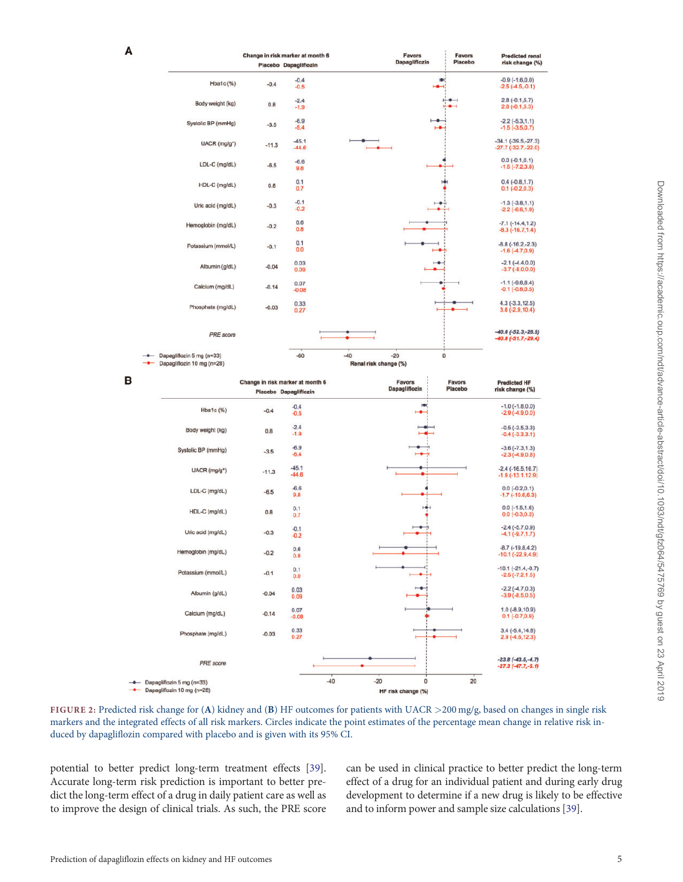A

Change in risk marker at month 6

Placebo Dapagliflozin

Favors Dapagliflozin

Favors Placebo

Predicted renal risk change (%)

Hba1c (%) -0.4 -0.4 -0.5 -0.9 (-1.6,0.0) -2.5 (-4.5,-0.1)

Body weight (kg) 0.8 -2.4 -1.9 2.8 (-0.1,5.7) 2.6 (-0.1,5.3)

Systolic BP (mmHg) -3.5 -6.9 -5.4 -2.2 (-5.3,1.1) -1.5 (-3.5,0.7)

UACR (mg/g*) -11.3 -45.1 -44.6 -34.1 (-39.5,-27.3) -27.7 (-32.7,-22.0)

LDL-C (mg/dL) -6.5 -6.6 9.8 0.0 (-0.1,0.1) -1.5 (-7.2,3.8)

HDL-C (mg/dL) 0.8 0.1 0.7 0.4 (-0.8,1.7) 0.1 (-0.2,0.3)

Uric acid (mg/dL) -0.3 -0.1 -0.2 -1.3 (-3.8,1.1) -2.2 (-6.6,1.9)

Hemoglobin (mg/dL) -0.2 0.6 0.8 -7.1 (-14.4,1.2) -8.3 (-16.7,1.4)

Potassium (mmol/L) -0.1 0.1 0.0 -8.8 (-16.2,-2.3) -1.6 (-4.7,0.9)

Albumin (g/dL) -0.04 0.03 0.09 -2.1 (-4.4,0.0) -3.7 (-8.0,0.0)

Calcium (mg/dL) -0.14 0.07 -0.08 -1.1 (-9.6,8.4) -0.1 (-0.8,0.5)

Phosphate (mg/dL) -0.03 0.33 0.27 4.3 (-3.3,12.5) 3.6 (-2.9,10.4)

*PRE score* *-40.6 (-52.3,-28.9)* *-40.8 (-51.7,-29.4)*

Dapagliflozin 5 mg (n=33)

Dapagliflozin 10 mg (n=28)

-60 -40 -20 0

Renal risk change (%)

B

Change in risk marker at month 6

Placebo Dapagliflozin

Favors Dapagliflozin

Favors Placebo

Predicted HF risk change (%)

Hba1c (%) -0.4 -0.4 -0.5 -1.0 (-1.8,0.0) -2.9 (-4.9,0.0)

Body weight (kg) 0.8 -2.4 -1.9 -0.5 (-3.5,3.3) -0.4 (-3.3,3.1)

Systolic BP (mmHg) -3.5 -6.9 -5.4 -3.6 (-7.3,1.3) -2.3 (-4.9,0.8)

UACR (mg/g*) -11.3 -45.1 -44.6 -2.4 (-16.5,16.7) -1.9 (-13.1,12.9)

LDL-C (mg/dL) -6.5 -6.6 9.8 0.0 (-0.2,0.1) -1.7 (-10.6,6.3)

HDL-C (mg/dL) 0.8 0.1 0.7 0.0 (-1.5,1.6) 0.0 (-0.3,0.3)

Uric acid (mg/dL) -0.3 -0.1 -0.2 -2.4 (-5.7,0.9) -4.1 (-9.7,1.7)

Hemoglobin (mg/dL) -0.2 0.6 0.8 -8.7 (-19.8,4.2) -10.1 (-22.9,4.9)

Potassium (mmol/L) -0.1 0.1 0.0 -10.1 (-21.4,-0.7) -2.5 (-7.2,1.5)

Albumin (g/dL) -0.04 0.03 0.09 -2.2 (-4.7,0.3) -3.9 (-8.5,0.5)

Calcium (mg/dL) -0.14 0.07 -0.08 1.0 (-8.9,10.9) 0.1 (-0.7,0.9)

Phosphate (mg/dL) -0.03 0.33 0.27 3.4 (-5.4,14.8) 2.9 (-4.5,12.3)

*PRE score* *-23.8 (-43.5,-4.7)* *-27.3 (-47.7,-5.1)*

Dapagliflozin 5 mg (n=33)

Dapagliflozin 10 mg (n=28)

-40 -20 0 20

HF risk change (%)

FIGURE 2: Predicted risk change for (A) kidney and (B) HF outcomes for patients with UACR >200 mg/g, based on changes in single risk markers and the integrated effects of all risk markers. Circles indicate the point estimates of the percentage mean change in relative risk induced by dapagliflozin compared with placebo and is given with its 95% CI.

potential to better predict long-term treatment effects [39]. Accurate long-term risk prediction is important to better predict the long-term effect of a drug in daily patient care as well as to improve the design of clinical trials. As such, the PRE score can be used in clinical practice to better predict the long-term effect of a drug for an individual patient and during early drug development to determine if a new drug is likely to be effective and to inform power and sample size calculations [39].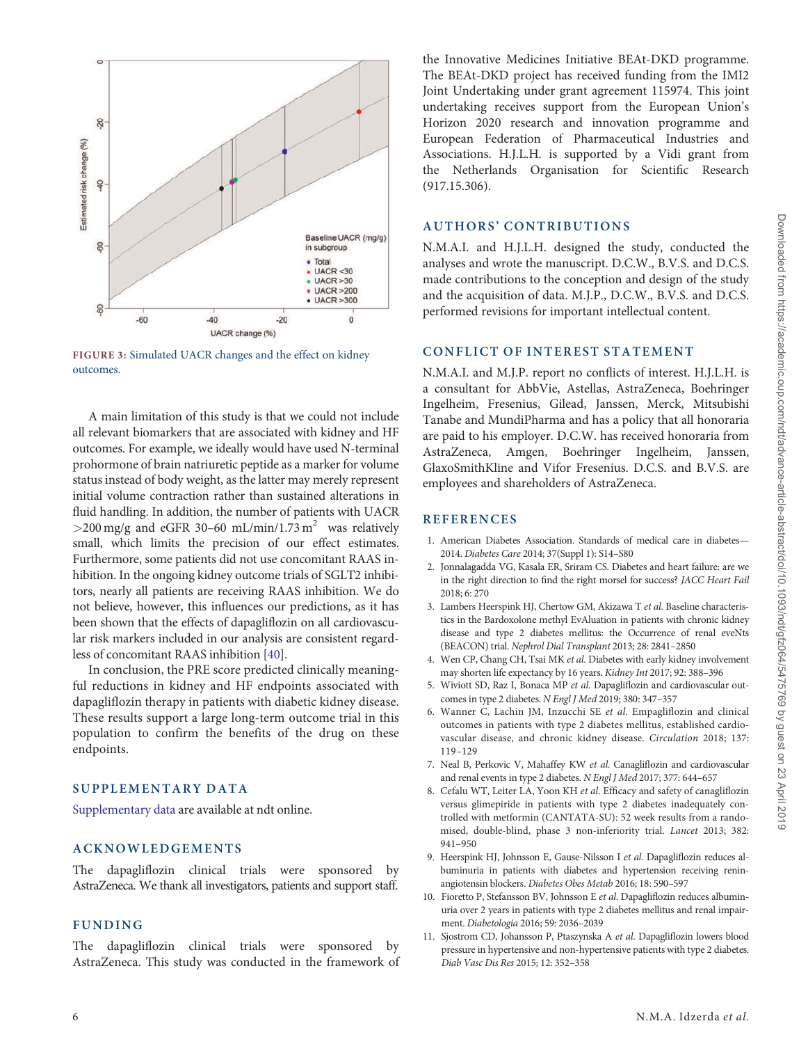Estimated risk change (%)

0

-20

-40

-60

-80

-60

-40

-20

0

UACR change (%)

Baseline UACR (mg/g) in subgroup

- Total
- UACR <30
- UACR >30
- UACR >200
- UACR >300

FIGURE 3: Simulated UACR changes and the effect on kidney outcomes.

A main limitation of this study is that we could not include all relevant biomarkers that are associated with kidney and HF outcomes. For example, we ideally would have used N-terminal prohormone of brain natriuretic peptide as a marker for volume status instead of body weight, as the latter may merely represent initial volume contraction rather than sustained alterations in fluid handling. In addition, the number of patients with UACR >200 mg/g and eGFR 30–60 mL/min/1.73 $m^2$ was relatively small, which limits the precision of our effect estimates. Furthermore, some patients did not use concomitant RAAS inhibition. In the ongoing kidney outcome trials of SGLT2 inhibitors, nearly all patients are receiving RAAS inhibition. We do not believe, however, this influences our predictions, as it has been shown that the effects of dapagliflozin on all cardiovascular risk markers included in our analysis are consistent regardless of concomitant RAAS inhibition [40].

In conclusion, the PRE score predicted clinically meaningful reductions in kidney and HF endpoints associated with dapagliflozin therapy in patients with diabetic kidney disease. These results support a large long-term outcome trial in this population to confirm the benefits of the drug on these endpoints.

## SUPPLEMENTARY DATA

Supplementary data are available at ndt online.

## ACKNOWLEDGEMENTS

The dapagliflozin clinical trials were sponsored by AstraZeneca. We thank all investigators, patients and support staff.

## FUNDING

The dapagliflozin clinical trials were sponsored by AstraZeneca. This study was conducted in the framework of the Innovative Medicines Initiative BEAt-DKD programme. The BEAt-DKD project has received funding from the IMI2 Joint Undertaking under grant agreement 115974. This joint undertaking receives support from the European Union's Horizon 2020 research and innovation programme and European Federation of Pharmaceutical Industries and Associations. H.J.L.H. is supported by a Vidi grant from the Netherlands Organisation for Scientific Research (917.15.306).

## AUTHORS' CONTRIBUTIONS

N.M.A.I. and H.J.L.H. designed the study, conducted the analyses and wrote the manuscript. D.C.W., B.V.S. and D.C.S. made contributions to the conception and design of the study and the acquisition of data. M.J.P., D.C.W., B.V.S. and D.C.S. performed revisions for important intellectual content.

## CONFLICT OF INTEREST STATEMENT

N.M.A.I. and M.J.P. report no conflicts of interest. H.J.L.H. is a consultant for AbbVie, Astellas, AstraZeneca, Boehringer Ingelheim, Fresenius, Gilead, Janssen, Merck, Mitsubishi Tanabe and MundiPharma and has a policy that all honoraria are paid to his employer. D.C.W. has received honoraria from AstraZeneca, Amgen, Boehringer Ingelheim, Janssen, GlaxoSmithKline and Vifor Fresenius. D.C.S. and B.V.S. are employees and shareholders of AstraZeneca.

## REFERENCES

1. American Diabetes Association. Standards of medical care in diabetes—2014. *Diabetes Care* 2014; 37(Suppl 1): S14–S80
2. Jonnalagadda VG, Kasala ER, Sriram CS. Diabetes and heart failure: are we in the right direction to find the right morsel for success? *JACC Heart Fail* 2018; 6: 270
3. Lambers Heerspink HJ, Chertow GM, Akizawa T *et al*. Baseline characteristics in the Bardoxolone methyl EvAluation in patients with chronic kidney disease and type 2 diabetes mellitus: the Occurrence of renal eveNts (BEACON) trial. *Nephrol Dial Transplant* 2013; 28: 2841–2850
4. Wen CP, Chang CH, Tsai MK *et al*. Diabetes with early kidney involvement may shorten life expectancy by 16 years. *Kidney Int* 2017; 92: 388–396
5. Wiviott SD, Raz I, Bonaca MP *et al*. Dapagliflozin and cardiovascular outcomes in type 2 diabetes. *N Engl J Med* 2019; 380: 347–357
6. Wanner C, Lachin JM, Inzucchi SE *et al*. Empagliflozin and clinical outcomes in patients with type 2 diabetes mellitus, established cardiovascular disease, and chronic kidney disease. *Circulation* 2018; 137: 119–129
7. Neal B, Perkovic V, Mahaffey KW *et al*. Canagliflozin and cardiovascular and renal events in type 2 diabetes. *N Engl J Med* 2017; 377: 644–657
8. Cefalu WT, Leiter LA, Yoon KH *et al*. Efficacy and safety of canagliflozin versus glimepiride in patients with type 2 diabetes inadequately controlled with metformin (CANTATA-SU): 52 week results from a randomised, double-blind, phase 3 non-inferiority trial. *Lancet* 2013; 382: 941–950
9. Heerspink HJ, Johnsson E, Gause-Nilsson I *et al*. Dapagliflozin reduces albuminuria in patients with diabetes and hypertension receiving renin-angiotensin blockers. *Diabetes Obes Metab* 2016; 18: 590–597
10. Fioretto P, Stefansson BV, Johnsson E *et al*. Dapagliflozin reduces albuminuria over 2 years in patients with type 2 diabetes mellitus and renal impairment. *Diabetologia* 2016; 59: 2036–2039
11. Sjostrom CD, Johansson P, Ptaszynska A *et al*. Dapagliflozin lowers blood pressure in hypertensive and non-hypertensive patients with type 2 diabetes. *Diab Vasc Dis Res* 2015; 12: 352–358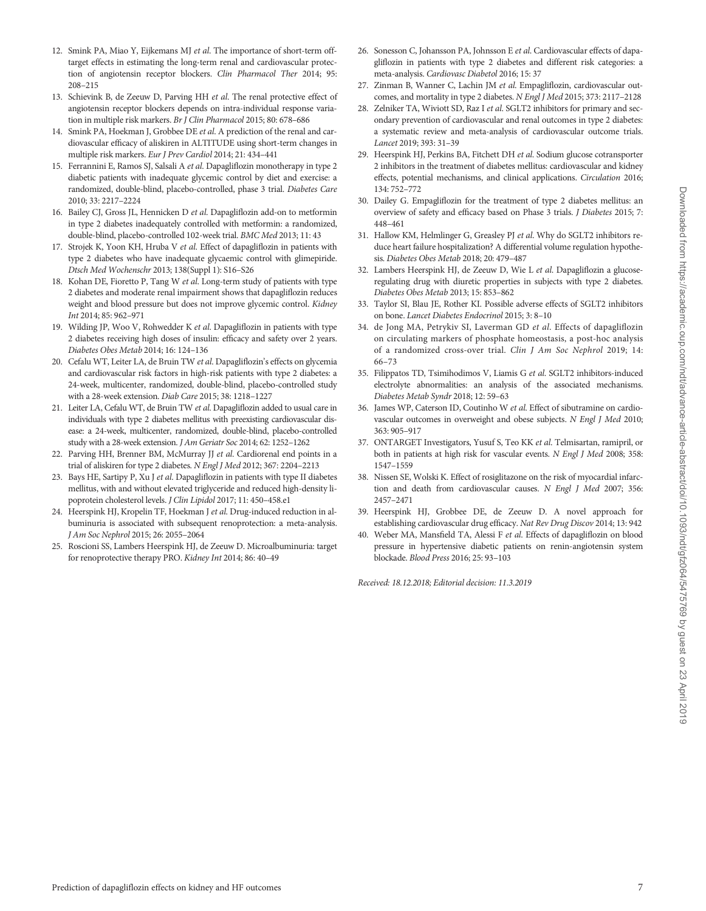12. Smink PA, Miao Y, Eijkemans MJ *et al*. The importance of short-term off-target effects in estimating the long-term renal and cardiovascular protection of angiotensin receptor blockers. *Clin Pharmacol Ther* 2014; 95: 208–215
13. Schievink B, de Zeeuw D, Parving HH *et al*. The renal protective effect of angiotensin receptor blockers depends on intra-individual response variation in multiple risk markers. *Br J Clin Pharmacol* 2015; 80: 678–686
14. Smink PA, Hoekman J, Grobbee DE *et al*. A prediction of the renal and cardiovascular efficacy of aliskiren in ALTITUDE using short-term changes in multiple risk markers. *Eur J Prev Cardiol* 2014; 21: 434–441
15. Ferrannini E, Ramos SJ, Salsali A *et al*. Dapagliflozin monotherapy in type 2 diabetic patients with inadequate glycemic control by diet and exercise: a randomized, double-blind, placebo-controlled, phase 3 trial. *Diabetes Care* 2010; 33: 2217–2224
16. Bailey CJ, Gross JL, Hennicken D *et al*. Dapagliflozin add-on to metformin in type 2 diabetes inadequately controlled with metformin: a randomized, double-blind, placebo-controlled 102-week trial. *BMC Med* 2013; 11: 43
17. Strojek K, Yoon KH, Hruba V *et al*. Effect of dapagliflozin in patients with type 2 diabetes who have inadequate glycaemic control with glimepiride. *Dtsch Med Wochenschr* 2013; 138(Suppl 1): S16–S26
18. Kohan DE, Fioretto P, Tang W *et al*. Long-term study of patients with type 2 diabetes and moderate renal impairment shows that dapagliflozin reduces weight and blood pressure but does not improve glycemic control. *Kidney Int* 2014; 85: 962–971
19. Wilding JP, Woo V, Rohwedder K *et al*. Dapagliflozin in patients with type 2 diabetes receiving high doses of insulin: efficacy and safety over 2 years. *Diabetes Obes Metab* 2014; 16: 124–136
20. Cefalu WT, Leiter LA, de Bruin TW *et al*. Dapagliflozin's effects on glycemia and cardiovascular risk factors in high-risk patients with type 2 diabetes: a 24-week, multicenter, randomized, double-blind, placebo-controlled study with a 28-week extension. *Diab Care* 2015; 38: 1218–1227
21. Leiter LA, Cefalu WT, de Bruin TW *et al*. Dapagliflozin added to usual care in individuals with type 2 diabetes mellitus with preexisting cardiovascular disease: a 24-week, multicenter, randomized, double-blind, placebo-controlled study with a 28-week extension. *J Am Geriatr Soc* 2014; 62: 1252–1262
22. Parving HH, Brenner BM, McMurray JJ *et al*. Cardiorenal end points in a trial of aliskiren for type 2 diabetes. *N Engl J Med* 2012; 367: 2204–2213
23. Bays HE, Sartipy P, Xu J *et al*. Dapagliflozin in patients with type II diabetes mellitus, with and without elevated triglyceride and reduced high-density lipoprotein cholesterol levels. *J Clin Lipidol* 2017; 11: 450–458.e1
24. Heerspink HJ, Kropelin TF, Hoekman J *et al*. Drug-induced reduction in albuminuria is associated with subsequent renoprotection: a meta-analysis. *J Am Soc Nephrol* 2015; 26: 2055–2064
25. Roscioni SS, Lambers Heerspink HJ, de Zeeuw D. Microalbuminuria: target for renoprotective therapy PRO. *Kidney Int* 2014; 86: 40–49
26. Sonesson C, Johansson PA, Johnsson E *et al*. Cardiovascular effects of dapagliflozin in patients with type 2 diabetes and different risk categories: a meta-analysis. *Cardiovasc Diabetol* 2016; 15: 37
27. Zinman B, Wanner C, Lachin JM *et al*. Empagliflozin, cardiovascular outcomes, and mortality in type 2 diabetes. *N Engl J Med* 2015; 373: 2117–2128
28. Zelniker TA, Wiviott SD, Raz I *et al*. SGLT2 inhibitors for primary and secondary prevention of cardiovascular and renal outcomes in type 2 diabetes: a systematic review and meta-analysis of cardiovascular outcome trials. *Lancet* 2019; 393: 31–39
29. Heerspink HJ, Perkins BA, Fitchett DH *et al*. Sodium glucose cotransporter 2 inhibitors in the treatment of diabetes mellitus: cardiovascular and kidney effects, potential mechanisms, and clinical applications. *Circulation* 2016; 134: 752–772
30. Dailey G. Empagliflozin for the treatment of type 2 diabetes mellitus: an overview of safety and efficacy based on Phase 3 trials. *J Diabetes* 2015; 7: 448–461
31. Hallow KM, Helmlinger G, Greasley PJ *et al*. Why do SGLT2 inhibitors reduce heart failure hospitalization? A differential volume regulation hypothesis. *Diabetes Obes Metab* 2018; 20: 479–487
32. Lambers Heerspink HJ, de Zeeuw D, Wie L *et al*. Dapagliflozin a glucose-regulating drug with diuretic properties in subjects with type 2 diabetes. *Diabetes Obes Metab* 2013; 15: 853–862
33. Taylor SI, Blau JE, Rother KI. Possible adverse effects of SGLT2 inhibitors on bone. *Lancet Diabetes Endocrinol* 2015; 3: 8–10
34. de Jong MA, Petrykiv SI, Laverman GD *et al*. Effects of dapagliflozin on circulating markers of phosphate homeostasis, a post-hoc analysis of a randomized cross-over trial. *Clin J Am Soc Nephrol* 2019; 14: 66–73
35. Filippatos TD, Tsimihodimos V, Liamis G *et al*. SGLT2 inhibitors-induced electrolyte abnormalities: an analysis of the associated mechanisms. *Diabetes Metab Syndr* 2018; 12: 59–63
36. James WP, Caterson ID, Coutinho W *et al*. Effect of sibutramine on cardiovascular outcomes in overweight and obese subjects. *N Engl J Med* 2010; 363: 905–917
37. ONTARGET Investigators, Yusuf S, Teo KK *et al*. Telmisartan, ramipril, or both in patients at high risk for vascular events. *N Engl J Med* 2008; 358: 1547–1559
38. Nissen SE, Wolski K. Effect of rosiglitazone on the risk of myocardial infarction and death from cardiovascular causes. *N Engl J Med* 2007; 356: 2457–2471
39. Heerspink HJ, Grobbee DE, de Zeeuw D. A novel approach for establishing cardiovascular drug efficacy. *Nat Rev Drug Discov* 2014; 13: 942
40. Weber MA, Mansfield TA, Alessi F *et al*. Effects of dapagliflozin on blood pressure in hypertensive diabetic patients on renin-angiotensin system blockade. *Blood Press* 2016; 25: 93–103

*Received: 18.12.2018; Editorial decision: 11.3.2019*